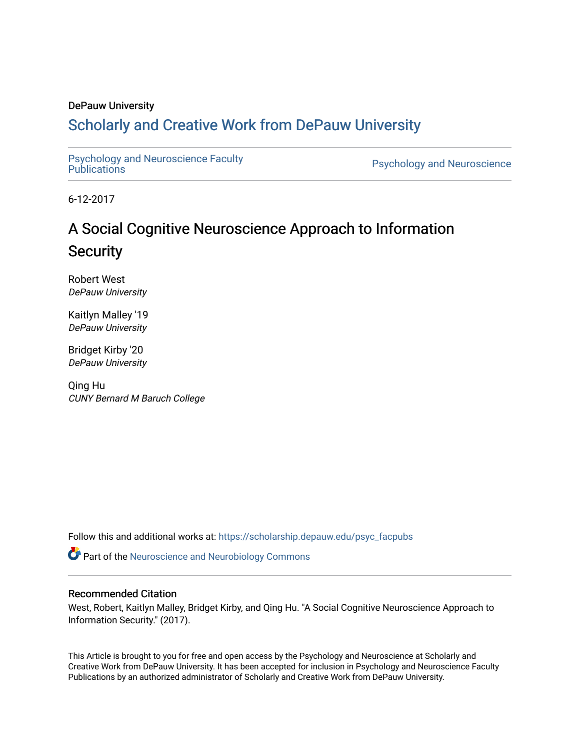DePauw University

# Scholarly and Creative Work from DePauw University

Psychology and Neuroscience Faculty Publications | Psychology and Neuroscience

6-12-2017

## A Social Cognitive Neuroscience Approach to Information Security

Robert West
*DePauw University*

Kaitlyn Malley '19
*DePauw University*

Bridget Kirby '20
*DePauw University*

Qing Hu
*CUNY Bernard M Baruch College*

Follow this and additional works at: https://scholarship.depauw.edu/psyc_facpubs

Part of the Neuroscience and Neurobiology Commons

### Recommended Citation

West, Robert, Kaitlyn Malley, Bridget Kirby, and Qing Hu. "A Social Cognitive Neuroscience Approach to Information Security." (2017).

This Article is brought to you for free and open access by the Psychology and Neuroscience at Scholarly and Creative Work from DePauw University. It has been accepted for inclusion in Psychology and Neuroscience Faculty Publications by an authorized administrator of Scholarly and Creative Work from DePauw University.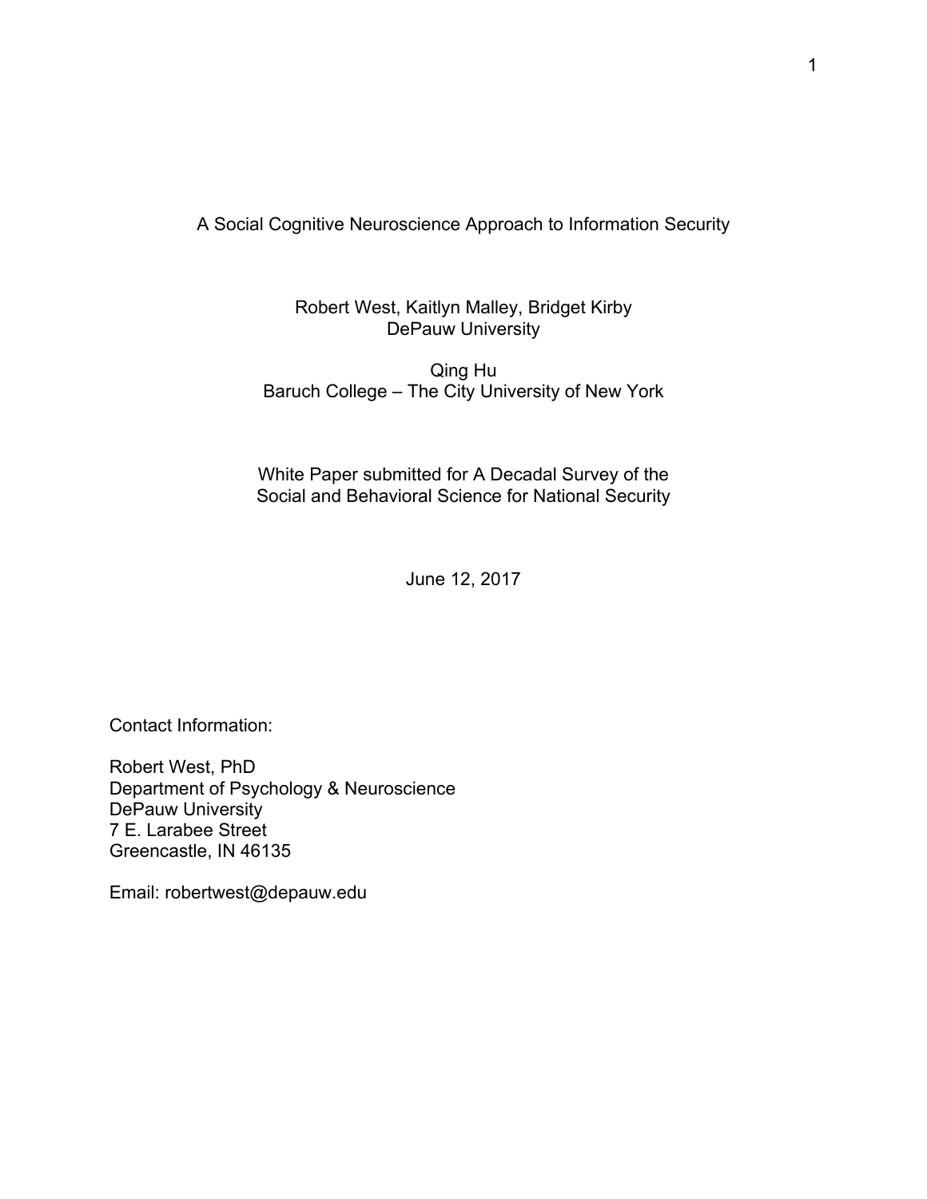# A Social Cognitive Neuroscience Approach to Information Security

Robert West, Kaitlyn Malley, Bridget Kirby
DePauw University

Qing Hu
Baruch College – The City University of New York

White Paper submitted for A Decadal Survey of the
Social and Behavioral Science for National Security

June 12, 2017

Contact Information:

Robert West, PhD
Department of Psychology & Neuroscience
DePauw University
7 E. Larabee Street
Greencastle, IN 46135

Email: robertwest@depauw.edu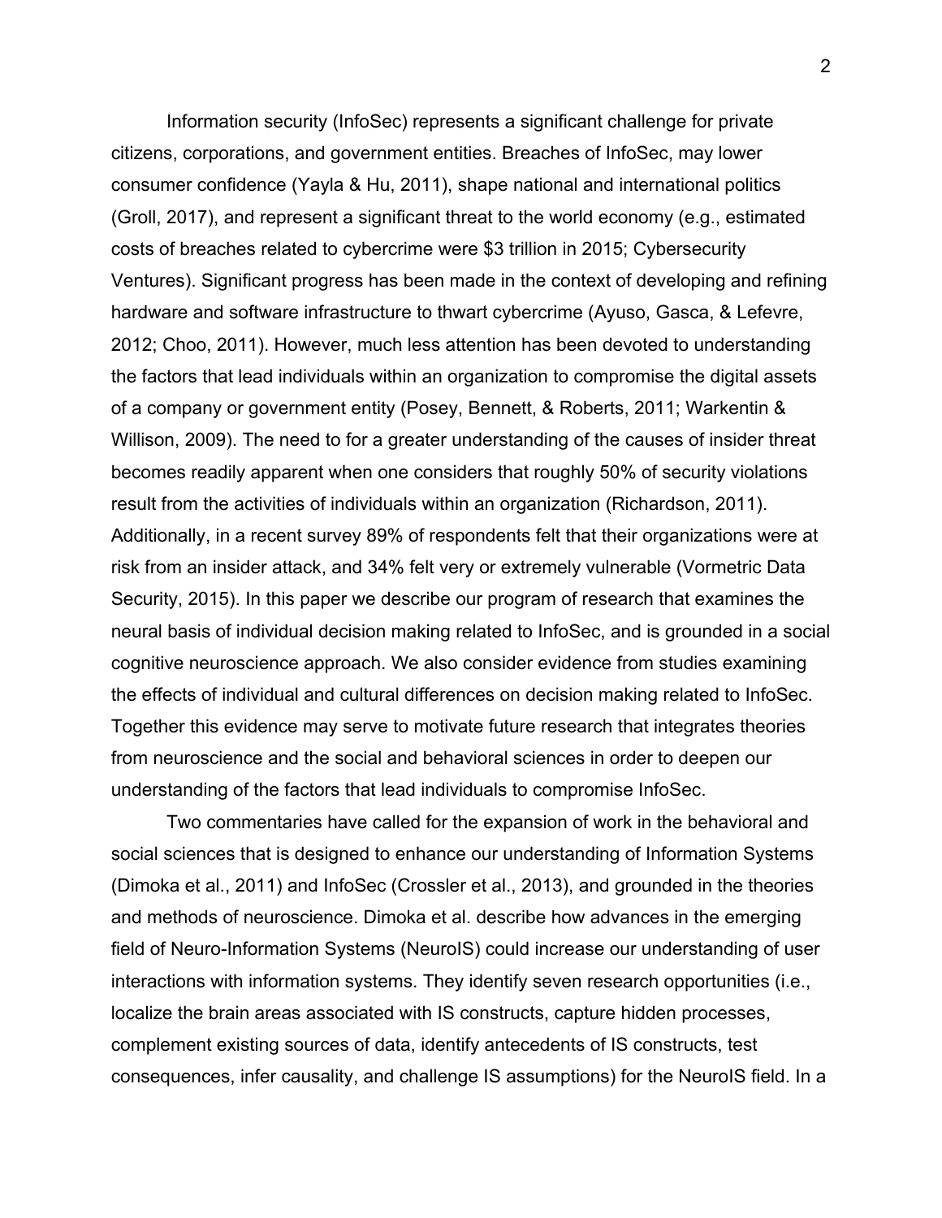Information security (InfoSec) represents a significant challenge for private citizens, corporations, and government entities. Breaches of InfoSec, may lower consumer confidence (Yayla & Hu, 2011), shape national and international politics (Groll, 2017), and represent a significant threat to the world economy (e.g., estimated costs of breaches related to cybercrime were $3 trillion in 2015; Cybersecurity Ventures). Significant progress has been made in the context of developing and refining hardware and software infrastructure to thwart cybercrime (Ayuso, Gasca, & Lefevre, 2012; Choo, 2011). However, much less attention has been devoted to understanding the factors that lead individuals within an organization to compromise the digital assets of a company or government entity (Posey, Bennett, & Roberts, 2011; Warkentin & Willison, 2009). The need to for a greater understanding of the causes of insider threat becomes readily apparent when one considers that roughly 50% of security violations result from the activities of individuals within an organization (Richardson, 2011). Additionally, in a recent survey 89% of respondents felt that their organizations were at risk from an insider attack, and 34% felt very or extremely vulnerable (Vormetric Data Security, 2015). In this paper we describe our program of research that examines the neural basis of individual decision making related to InfoSec, and is grounded in a social cognitive neuroscience approach. We also consider evidence from studies examining the effects of individual and cultural differences on decision making related to InfoSec. Together this evidence may serve to motivate future research that integrates theories from neuroscience and the social and behavioral sciences in order to deepen our understanding of the factors that lead individuals to compromise InfoSec.

Two commentaries have called for the expansion of work in the behavioral and social sciences that is designed to enhance our understanding of Information Systems (Dimoka et al., 2011) and InfoSec (Crossler et al., 2013), and grounded in the theories and methods of neuroscience. Dimoka et al. describe how advances in the emerging field of Neuro-Information Systems (NeuroIS) could increase our understanding of user interactions with information systems. They identify seven research opportunities (i.e., localize the brain areas associated with IS constructs, capture hidden processes, complement existing sources of data, identify antecedents of IS constructs, test consequences, infer causality, and challenge IS assumptions) for the NeuroIS field. In a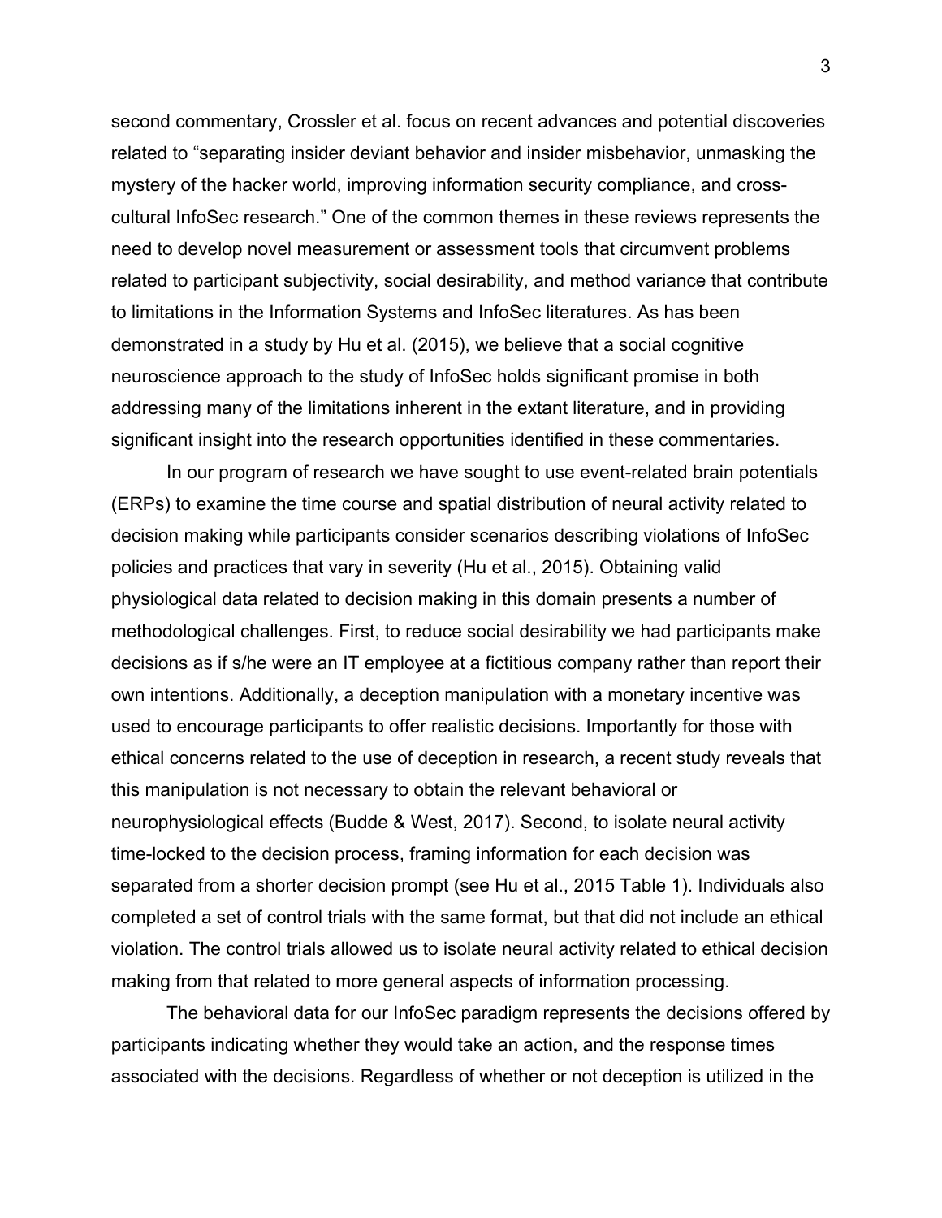second commentary, Crossler et al. focus on recent advances and potential discoveries related to "separating insider deviant behavior and insider misbehavior, unmasking the mystery of the hacker world, improving information security compliance, and cross-cultural InfoSec research." One of the common themes in these reviews represents the need to develop novel measurement or assessment tools that circumvent problems related to participant subjectivity, social desirability, and method variance that contribute to limitations in the Information Systems and InfoSec literatures. As has been demonstrated in a study by Hu et al. (2015), we believe that a social cognitive neuroscience approach to the study of InfoSec holds significant promise in both addressing many of the limitations inherent in the extant literature, and in providing significant insight into the research opportunities identified in these commentaries.

In our program of research we have sought to use event-related brain potentials (ERPs) to examine the time course and spatial distribution of neural activity related to decision making while participants consider scenarios describing violations of InfoSec policies and practices that vary in severity (Hu et al., 2015). Obtaining valid physiological data related to decision making in this domain presents a number of methodological challenges. First, to reduce social desirability we had participants make decisions as if s/he were an IT employee at a fictitious company rather than report their own intentions. Additionally, a deception manipulation with a monetary incentive was used to encourage participants to offer realistic decisions. Importantly for those with ethical concerns related to the use of deception in research, a recent study reveals that this manipulation is not necessary to obtain the relevant behavioral or neurophysiological effects (Budde & West, 2017). Second, to isolate neural activity time-locked to the decision process, framing information for each decision was separated from a shorter decision prompt (see Hu et al., 2015 Table 1). Individuals also completed a set of control trials with the same format, but that did not include an ethical violation. The control trials allowed us to isolate neural activity related to ethical decision making from that related to more general aspects of information processing.

The behavioral data for our InfoSec paradigm represents the decisions offered by participants indicating whether they would take an action, and the response times associated with the decisions. Regardless of whether or not deception is utilized in the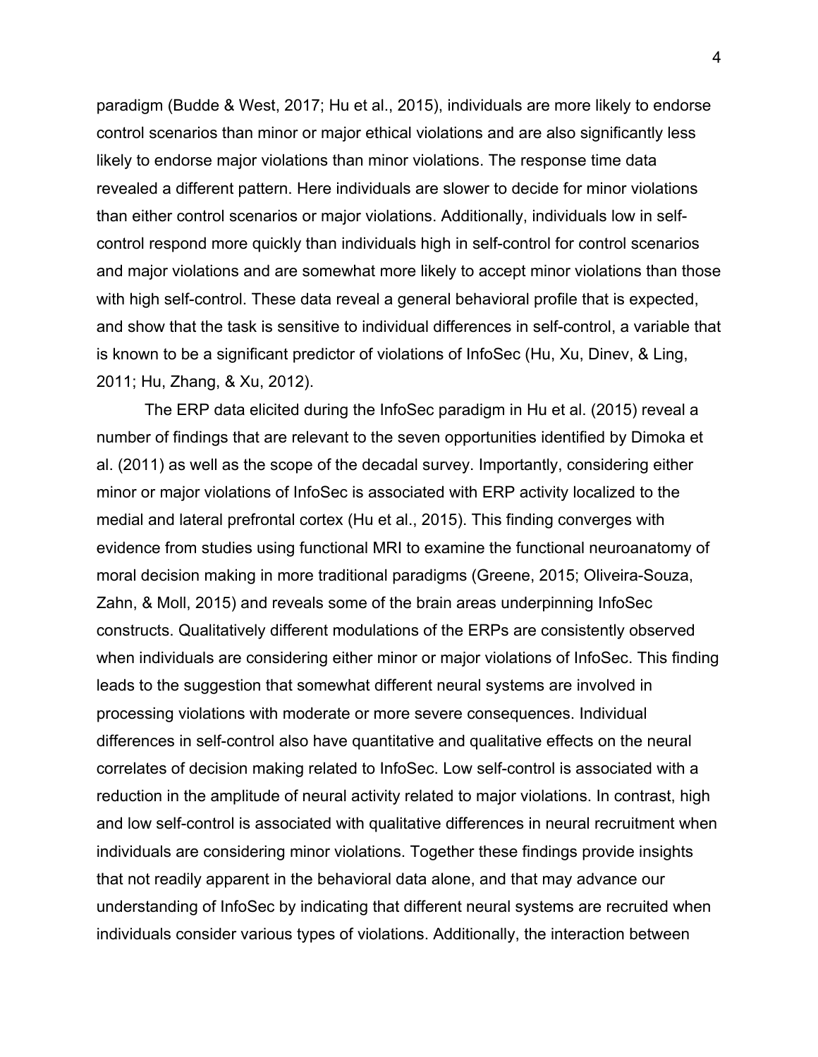paradigm (Budde & West, 2017; Hu et al., 2015), individuals are more likely to endorse control scenarios than minor or major ethical violations and are also significantly less likely to endorse major violations than minor violations. The response time data revealed a different pattern. Here individuals are slower to decide for minor violations than either control scenarios or major violations. Additionally, individuals low in self-control respond more quickly than individuals high in self-control for control scenarios and major violations and are somewhat more likely to accept minor violations than those with high self-control. These data reveal a general behavioral profile that is expected, and show that the task is sensitive to individual differences in self-control, a variable that is known to be a significant predictor of violations of InfoSec (Hu, Xu, Dinev, & Ling, 2011; Hu, Zhang, & Xu, 2012).

The ERP data elicited during the InfoSec paradigm in Hu et al. (2015) reveal a number of findings that are relevant to the seven opportunities identified by Dimoka et al. (2011) as well as the scope of the decadal survey. Importantly, considering either minor or major violations of InfoSec is associated with ERP activity localized to the medial and lateral prefrontal cortex (Hu et al., 2015). This finding converges with evidence from studies using functional MRI to examine the functional neuroanatomy of moral decision making in more traditional paradigms (Greene, 2015; Oliveira-Souza, Zahn, & Moll, 2015) and reveals some of the brain areas underpinning InfoSec constructs. Qualitatively different modulations of the ERPs are consistently observed when individuals are considering either minor or major violations of InfoSec. This finding leads to the suggestion that somewhat different neural systems are involved in processing violations with moderate or more severe consequences. Individual differences in self-control also have quantitative and qualitative effects on the neural correlates of decision making related to InfoSec. Low self-control is associated with a reduction in the amplitude of neural activity related to major violations. In contrast, high and low self-control is associated with qualitative differences in neural recruitment when individuals are considering minor violations. Together these findings provide insights that not readily apparent in the behavioral data alone, and that may advance our understanding of InfoSec by indicating that different neural systems are recruited when individuals consider various types of violations. Additionally, the interaction between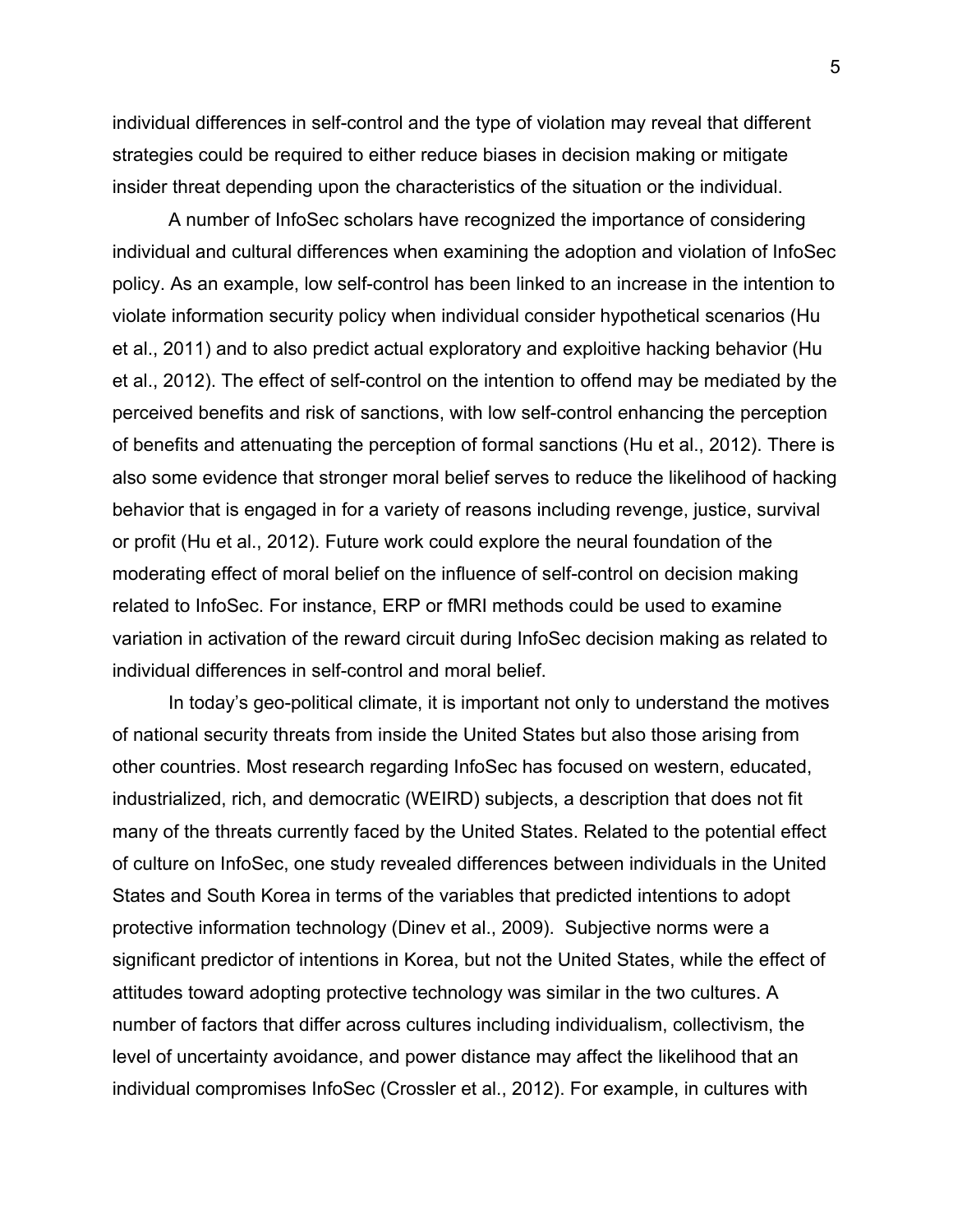individual differences in self-control and the type of violation may reveal that different strategies could be required to either reduce biases in decision making or mitigate insider threat depending upon the characteristics of the situation or the individual.

A number of InfoSec scholars have recognized the importance of considering individual and cultural differences when examining the adoption and violation of InfoSec policy. As an example, low self-control has been linked to an increase in the intention to violate information security policy when individual consider hypothetical scenarios (Hu et al., 2011) and to also predict actual exploratory and exploitive hacking behavior (Hu et al., 2012). The effect of self-control on the intention to offend may be mediated by the perceived benefits and risk of sanctions, with low self-control enhancing the perception of benefits and attenuating the perception of formal sanctions (Hu et al., 2012). There is also some evidence that stronger moral belief serves to reduce the likelihood of hacking behavior that is engaged in for a variety of reasons including revenge, justice, survival or profit (Hu et al., 2012). Future work could explore the neural foundation of the moderating effect of moral belief on the influence of self-control on decision making related to InfoSec. For instance, ERP or fMRI methods could be used to examine variation in activation of the reward circuit during InfoSec decision making as related to individual differences in self-control and moral belief.

In today's geo-political climate, it is important not only to understand the motives of national security threats from inside the United States but also those arising from other countries. Most research regarding InfoSec has focused on western, educated, industrialized, rich, and democratic (WEIRD) subjects, a description that does not fit many of the threats currently faced by the United States. Related to the potential effect of culture on InfoSec, one study revealed differences between individuals in the United States and South Korea in terms of the variables that predicted intentions to adopt protective information technology (Dinev et al., 2009). Subjective norms were a significant predictor of intentions in Korea, but not the United States, while the effect of attitudes toward adopting protective technology was similar in the two cultures. A number of factors that differ across cultures including individualism, collectivism, the level of uncertainty avoidance, and power distance may affect the likelihood that an individual compromises InfoSec (Crossler et al., 2012). For example, in cultures with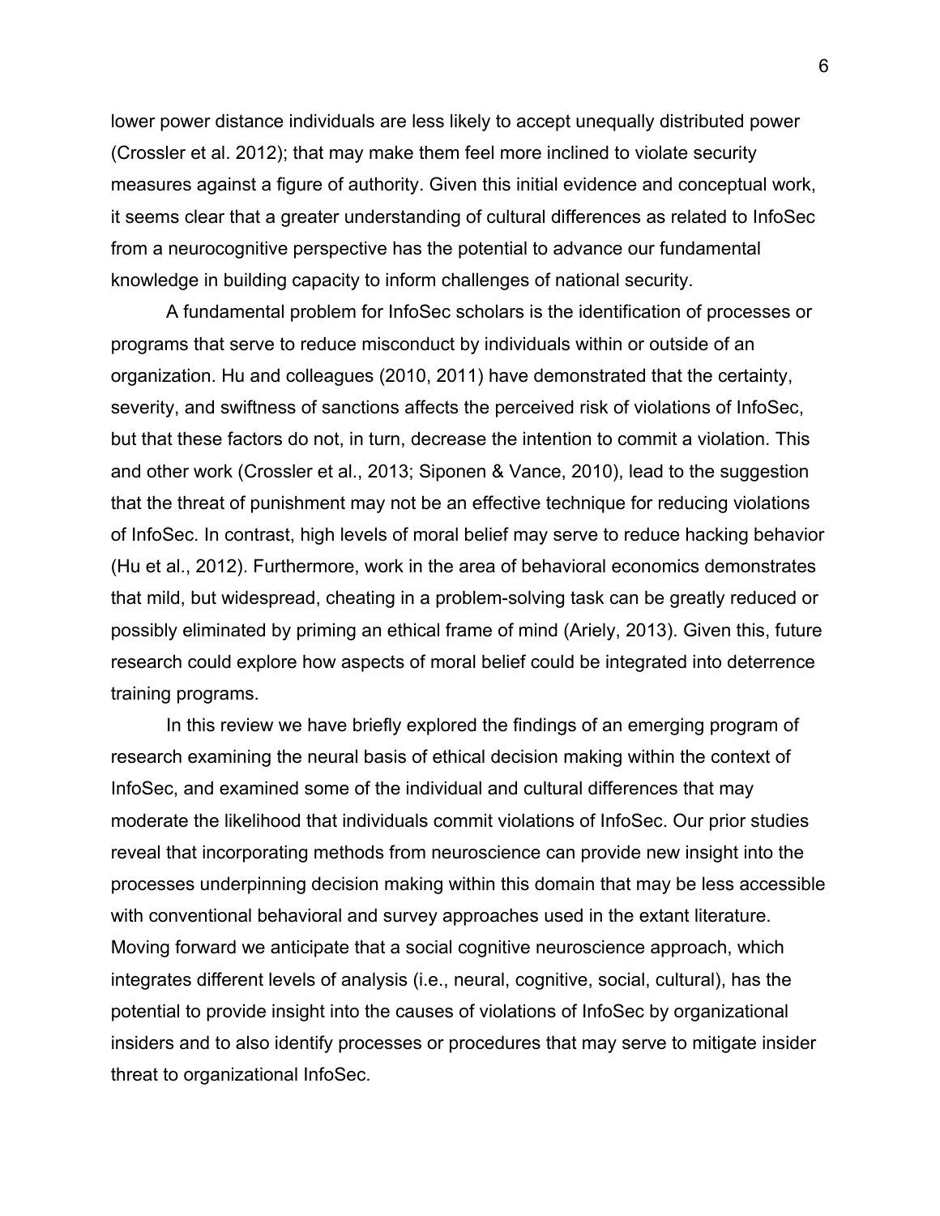lower power distance individuals are less likely to accept unequally distributed power (Crossler et al. 2012); that may make them feel more inclined to violate security measures against a figure of authority. Given this initial evidence and conceptual work, it seems clear that a greater understanding of cultural differences as related to InfoSec from a neurocognitive perspective has the potential to advance our fundamental knowledge in building capacity to inform challenges of national security.

A fundamental problem for InfoSec scholars is the identification of processes or programs that serve to reduce misconduct by individuals within or outside of an organization. Hu and colleagues (2010, 2011) have demonstrated that the certainty, severity, and swiftness of sanctions affects the perceived risk of violations of InfoSec, but that these factors do not, in turn, decrease the intention to commit a violation. This and other work (Crossler et al., 2013; Siponen & Vance, 2010), lead to the suggestion that the threat of punishment may not be an effective technique for reducing violations of InfoSec. In contrast, high levels of moral belief may serve to reduce hacking behavior (Hu et al., 2012). Furthermore, work in the area of behavioral economics demonstrates that mild, but widespread, cheating in a problem-solving task can be greatly reduced or possibly eliminated by priming an ethical frame of mind (Ariely, 2013). Given this, future research could explore how aspects of moral belief could be integrated into deterrence training programs.

In this review we have briefly explored the findings of an emerging program of research examining the neural basis of ethical decision making within the context of InfoSec, and examined some of the individual and cultural differences that may moderate the likelihood that individuals commit violations of InfoSec. Our prior studies reveal that incorporating methods from neuroscience can provide new insight into the processes underpinning decision making within this domain that may be less accessible with conventional behavioral and survey approaches used in the extant literature. Moving forward we anticipate that a social cognitive neuroscience approach, which integrates different levels of analysis (i.e., neural, cognitive, social, cultural), has the potential to provide insight into the causes of violations of InfoSec by organizational insiders and to also identify processes or procedures that may serve to mitigate insider threat to organizational InfoSec.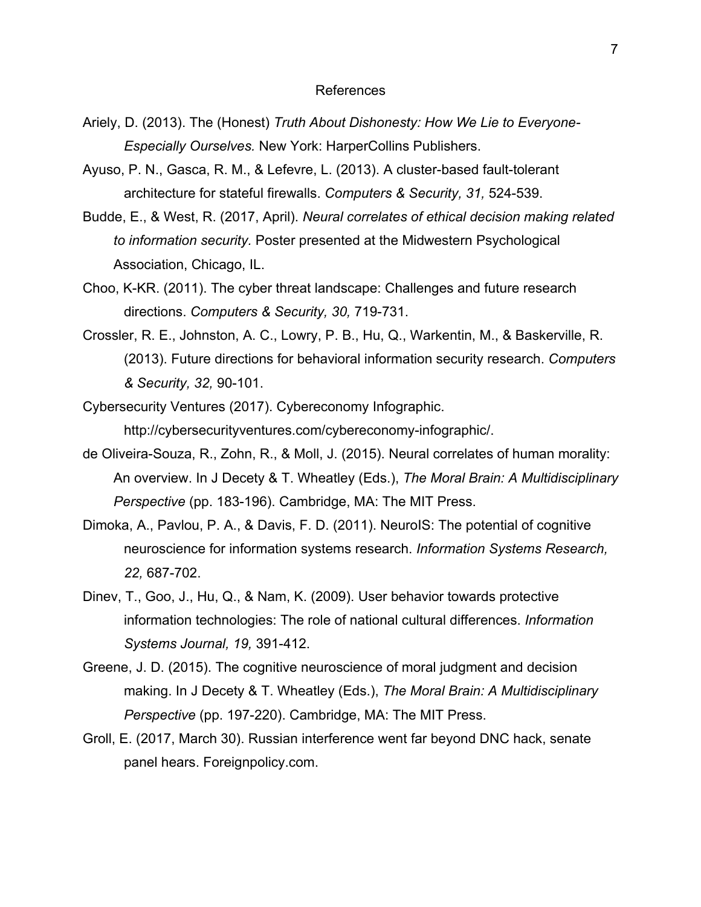# References

Ariely, D. (2013). The (Honest) *Truth About Dishonesty: How We Lie to Everyone-Especially Ourselves.* New York: HarperCollins Publishers.

Ayuso, P. N., Gasca, R. M., & Lefevre, L. (2013). A cluster-based fault-tolerant architecture for stateful firewalls. *Computers & Security, 31,* 524-539.

Budde, E., & West, R. (2017, April). *Neural correlates of ethical decision making related to information security.* Poster presented at the Midwestern Psychological Association, Chicago, IL.

Choo, K-KR. (2011). The cyber threat landscape: Challenges and future research directions. *Computers & Security, 30,* 719-731.

Crossler, R. E., Johnston, A. C., Lowry, P. B., Hu, Q., Warkentin, M., & Baskerville, R. (2013). Future directions for behavioral information security research. *Computers & Security, 32,* 90-101.

Cybersecurity Ventures (2017). Cybereconomy Infographic. http://cybersecurityventures.com/cybereconomy-infographic/.

de Oliveira-Souza, R., Zohn, R., & Moll, J. (2015). Neural correlates of human morality: An overview. In J Decety & T. Wheatley (Eds.), *The Moral Brain: A Multidisciplinary Perspective* (pp. 183-196). Cambridge, MA: The MIT Press.

Dimoka, A., Pavlou, P. A., & Davis, F. D. (2011). NeuroIS: The potential of cognitive neuroscience for information systems research. *Information Systems Research, 22,* 687-702.

Dinev, T., Goo, J., Hu, Q., & Nam, K. (2009). User behavior towards protective information technologies: The role of national cultural differences. *Information Systems Journal, 19,* 391-412.

Greene, J. D. (2015). The cognitive neuroscience of moral judgment and decision making. In J Decety & T. Wheatley (Eds.), *The Moral Brain: A Multidisciplinary Perspective* (pp. 197-220). Cambridge, MA: The MIT Press.

Groll, E. (2017, March 30). Russian interference went far beyond DNC hack, senate panel hears. Foreignpolicy.com.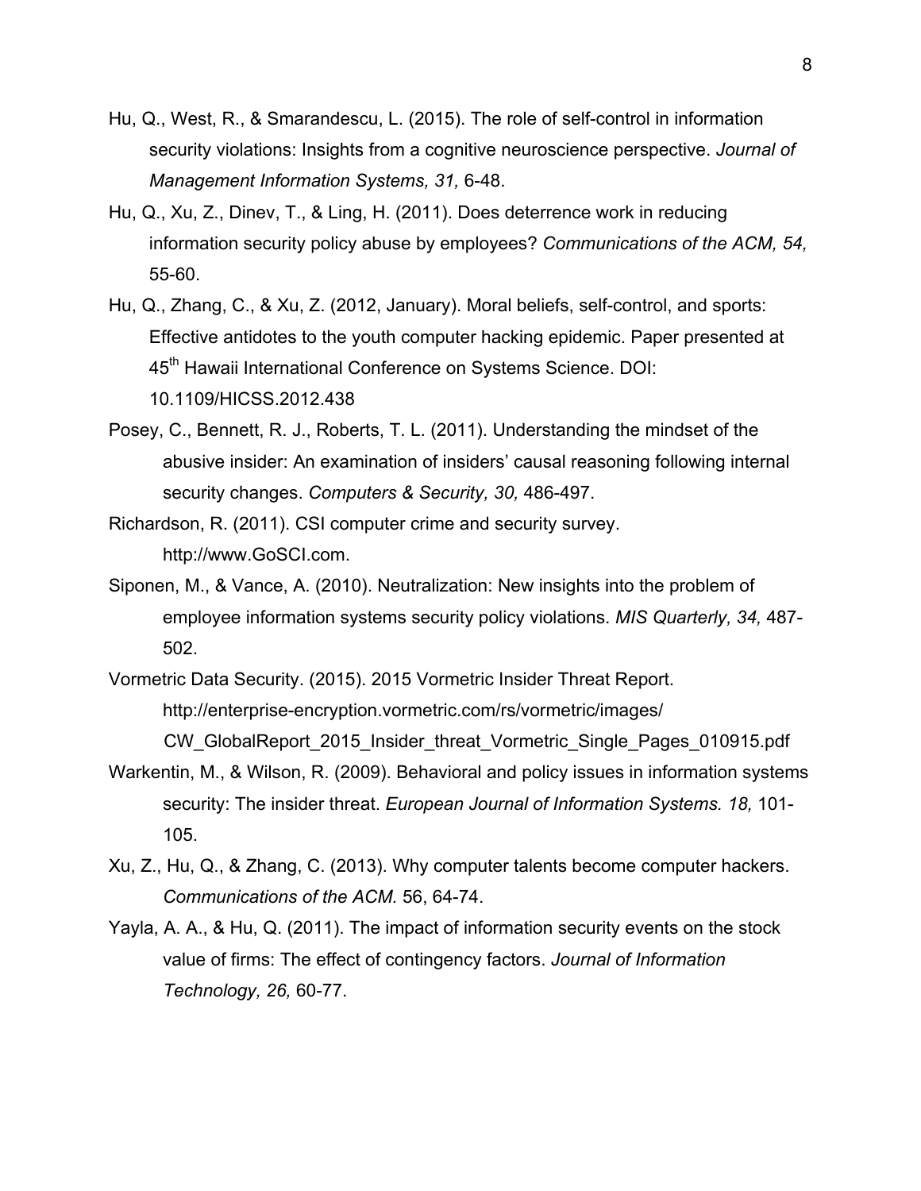Hu, Q., West, R., & Smarandescu, L. (2015). The role of self-control in information security violations: Insights from a cognitive neuroscience perspective. *Journal of Management Information Systems, 31,* 6-48.

Hu, Q., Xu, Z., Dinev, T., & Ling, H. (2011). Does deterrence work in reducing information security policy abuse by employees? *Communications of the ACM, 54,* 55-60.

Hu, Q., Zhang, C., & Xu, Z. (2012, January). Moral beliefs, self-control, and sports: Effective antidotes to the youth computer hacking epidemic. Paper presented at 45th Hawaii International Conference on Systems Science. DOI: 10.1109/HICSS.2012.438

Posey, C., Bennett, R. J., Roberts, T. L. (2011). Understanding the mindset of the abusive insider: An examination of insiders' causal reasoning following internal security changes. *Computers & Security, 30,* 486-497.

Richardson, R. (2011). CSI computer crime and security survey. http://www.GoSCI.com.

Siponen, M., & Vance, A. (2010). Neutralization: New insights into the problem of employee information systems security policy violations. *MIS Quarterly, 34,* 487-502.

Vormetric Data Security. (2015). 2015 Vormetric Insider Threat Report. http://enterprise-encryption.vormetric.com/rs/vormetric/images/CW_GlobalReport_2015_Insider_threat_Vormetric_Single_Pages_010915.pdf

Warkentin, M., & Wilson, R. (2009). Behavioral and policy issues in information systems security: The insider threat. *European Journal of Information Systems. 18,* 101-105.

Xu, Z., Hu, Q., & Zhang, C. (2013). Why computer talents become computer hackers. *Communications of the ACM.* 56, 64-74.

Yayla, A. A., & Hu, Q. (2011). The impact of information security events on the stock value of firms: The effect of contingency factors. *Journal of Information Technology, 26,* 60-77.